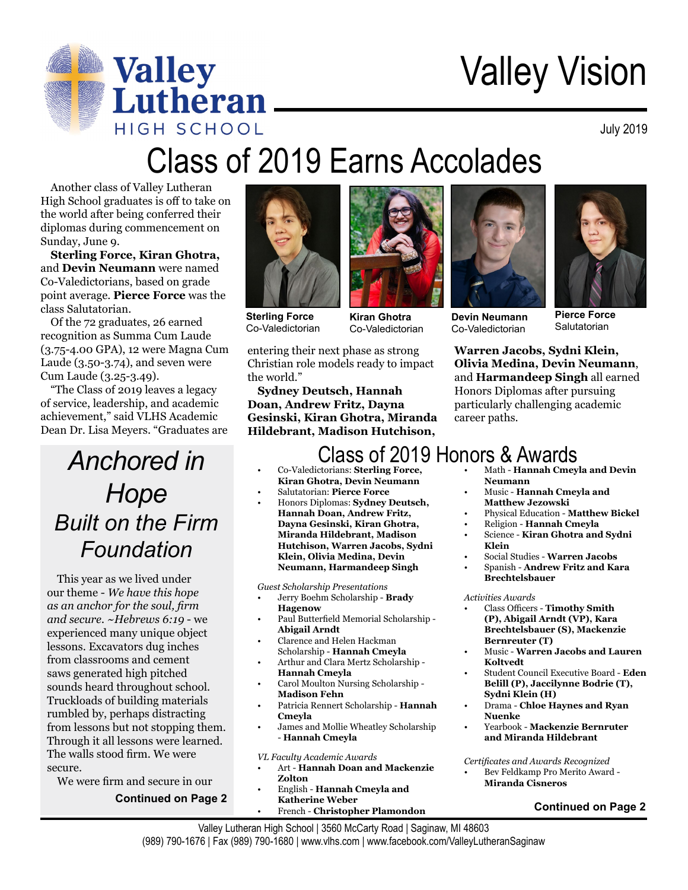# Valley Lutheran High School

# Valley Vision

July 2019

## Class of 2019 Earns Accolades

Another class of Valley Lutheran High School graduates is off to take on the world after being conferred their diplomas during commencement on Sunday, June 9.

**Sterling Force, Kiran Ghotra,** and **Devin Neumann** were named Co-Valedictorians, based on grade point average. **Pierce Force** was the class Salutatorian.

Of the 72 graduates, 26 earned recognition as Summa Cum Laude (3.75-4.00 GPA), 12 were Magna Cum Laude (3.50-3.74), and seven were Cum Laude (3.25-3.49).

"The Class of 2019 leaves a legacy of service, leadership, and academic achievement," said VLHS Academic Dean Dr. Lisa Meyers. "Graduates are entering their next phase as strong Christian role models ready to impact the world."

**Sterling Force** Co-Valedictorian

**Kiran Ghotra** Co-Valedictorian

**Devin Neumann** Co-Valedictorian

**Pierce Force** Salutatorian

**Sydney Deutsch, Hannah Doan, Andrew Fritz, Dayna Gesinski, Kiran Ghotra, Miranda Hildebrant, Madison Hutchison, Warren Jacobs, Sydni Klein, Olivia Medina, Devin Neumann**, and **Harmandeep Singh** all earned Honors Diplomas after pursuing particularly challenging academic career paths.

## *Anchored in Hope Built on the Firm Foundation*

This year as we lived under our theme - *We have this hope as an anchor for the soul, firm and secure. ~Hebrews 6:19* - we experienced many unique object lessons. Excavators dug inches from classrooms and cement saws generated high pitched sounds heard throughout school. Truckloads of building materials rumbled by, perhaps distracting from lessons but not stopping them. Through it all lessons were learned. The walls stood firm. We were secure.

We were firm and secure in our

**Continued on Page 2**

## Class of 2019 Honors & Awards

- Co-Valedictorians: **Sterling Force, Kiran Ghotra, Devin Neumann**
- Salutatorian: **Pierce Force**
- Honors Diplomas: **Sydney Deutsch, Hannah Doan, Andrew Fritz, Dayna Gesinski, Kiran Ghotra, Miranda Hildebrant, Madison Hutchison, Warren Jacobs, Sydni Klein, Olivia Medina, Devin Neumann, Harmandeep Singh**

*Guest Scholarship Presentations*

- Jerry Boehm Scholarship - **Brady Hagenow**
- Paul Butterfield Memorial Scholarship - **Abigail Arndt**
- Clarence and Helen Hackman Scholarship - **Hannah Cmeyla**
- Arthur and Clara Mertz Scholarship - **Hannah Cmeyla**
- Carol Moulton Nursing Scholarship - **Madison Fehn**
- Patricia Rennert Scholarship - **Hannah Cmeyla**
- James and Mollie Wheatley Scholarship - **Hannah Cmeyla**

*VL Faculty Academic Awards*

- Art - **Hannah Doan and Mackenzie Zolton**
- English - **Hannah Cmeyla and Katherine Weber**
- French - **Christopher Plamondon**
- Math - **Hannah Cmeyla and Devin Neumann**
- Music - **Hannah Cmeyla and Matthew Jezowski**
- Physical Education - **Matthew Bickel**
- Religion - **Hannah Cmeyla**
- Science - **Kiran Ghotra and Sydni Klein**
- Social Studies - **Warren Jacobs**
- Spanish - **Andrew Fritz and Kara Brechtelsbauer**

*Activities Awards*

- Class Officers - **Timothy Smith (P), Abigail Arndt (VP), Kara Brechtelsbauer (S), Mackenzie Bernreuter (T)**
- Music - **Warren Jacobs and Lauren Koltvedt**
- Student Council Executive Board - **Eden Belill (P), Jaccilynne Bodrie (T), Sydni Klein (H)**
- Drama - **Chloe Haynes and Ryan Nuenke**
- Yearbook - **Mackenzie Bernruter and Miranda Hildebrant**

*Certificates and Awards Recognized*

- Bev Feldkamp Pro Merito Award - **Miranda Cisneros**

**Continued on Page 2**

Valley Lutheran High School | 3560 McCarty Road | Saginaw, MI 48603
(989) 790-1676 | Fax (989) 790-1680 | www.vlhs.com | www.facebook.com/ValleyLutheranSaginaw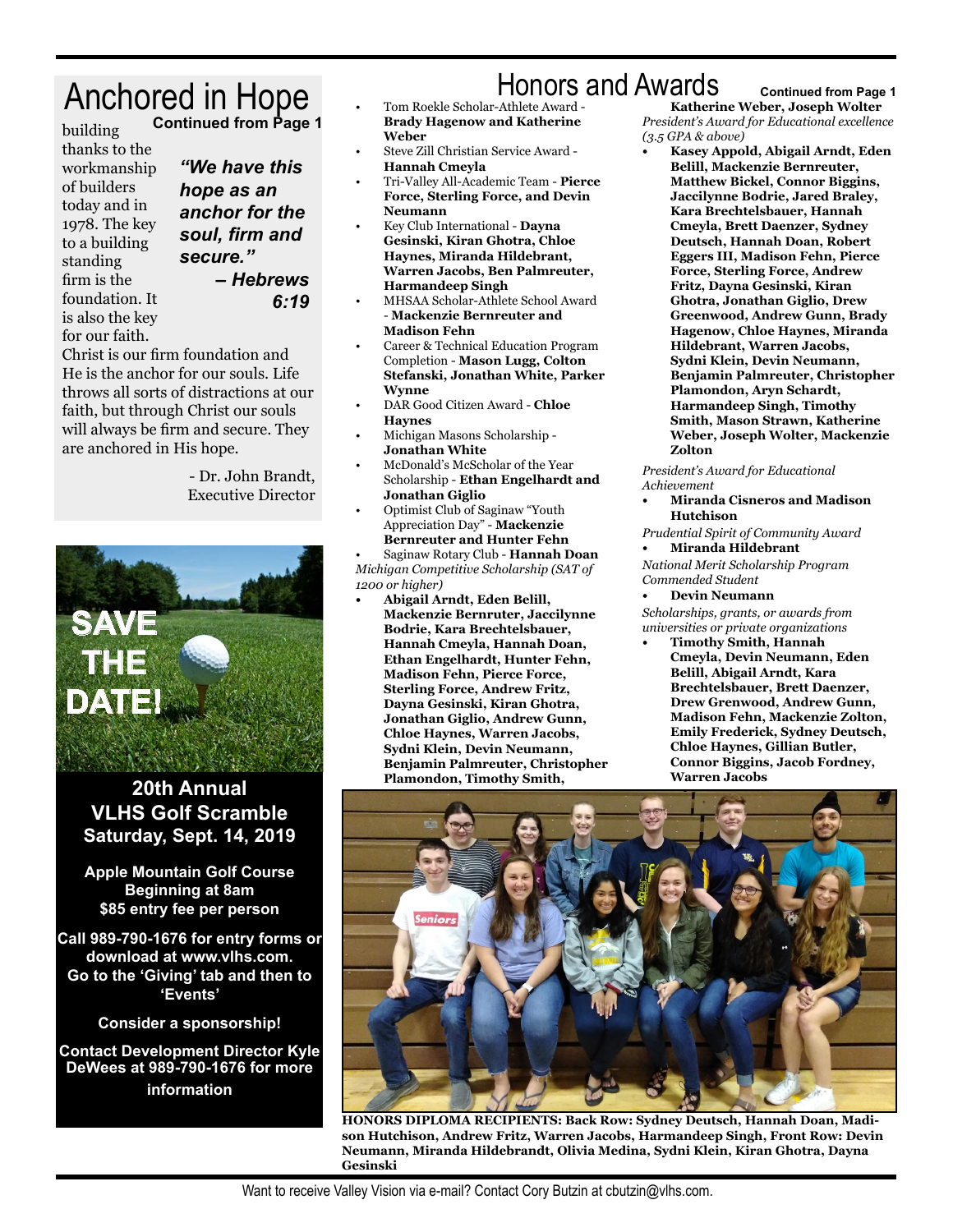# Anchored in Hope

Continued from Page 1

building thanks to the workmanship of builders today and in 1978. The key to a building standing firm is the foundation. It is also the key for our faith.

***"We have this hope as an anchor for the soul, firm and secure." – Hebrews 6:19***

Christ is our firm foundation and He is the anchor for our souls. Life throws all sorts of distractions at our faith, but through Christ our souls will always be firm and secure. They are anchored in His hope.

- Dr. John Brandt, Executive Director

SAVE THE DATE!

**20th Annual VLHS Golf Scramble**
**Saturday, Sept. 14, 2019**

**Apple Mountain Golf Course**
**Beginning at 8am**
**$85 entry fee per person**

**Call 989-790-1676 for entry forms or download at www.vlhs.com. Go to the 'Giving' tab and then to 'Events'**

**Consider a sponsorship!**

**Contact Development Director Kyle DeWees at 989-790-1676 for more information**

# Honors and Awards

Continued from Page 1

- Tom Roekle Scholar-Athlete Award - **Brady Hagenow and Katherine Weber**
- Steve Zill Christian Service Award - **Hannah Cmeyla**
- Tri-Valley All-Academic Team - **Pierce Force, Sterling Force, and Devin Neumann**
- Key Club International - **Dayna Gesinski, Kiran Ghotra, Chloe Haynes, Miranda Hildebrant, Warren Jacobs, Ben Palmreuter, Harmandeep Singh**
- MHSAA Scholar-Athlete School Award - **Mackenzie Bernreuter and Madison Fehn**
- Career & Technical Education Program Completion - **Mason Lugg, Colton Stefanski, Jonathan White, Parker Wynne**
- DAR Good Citizen Award - **Chloe Haynes**
- Michigan Masons Scholarship - **Jonathan White**
- McDonald's McScholar of the Year Scholarship - **Ethan Engelhardt and Jonathan Giglio**
- Optimist Club of Saginaw "Youth Appreciation Day" - **Mackenzie Bernreuter and Hunter Fehn**
- Saginaw Rotary Club - **Hannah Doan**

*Michigan Competitive Scholarship (SAT of 1200 or higher)*

- **Abigail Arndt, Eden Belill, Mackenzie Bernruter, Jaccilynne Bodrie, Kara Brechtelsbauer, Hannah Cmeyla, Hannah Doan, Ethan Engelhardt, Hunter Fehn, Madison Fehn, Pierce Force, Sterling Force, Andrew Fritz, Dayna Gesinski, Kiran Ghotra, Jonathan Giglio, Andrew Gunn, Chloe Haynes, Warren Jacobs, Sydni Klein, Devin Neumann, Benjamin Palmreuter, Christopher Plamondon, Timothy Smith, Katherine Weber, Joseph Wolter**

*President's Award for Educational excellence (3.5 GPA & above)*

- **Kasey Appold, Abigail Arndt, Eden Belill, Mackenzie Bernreuter, Matthew Bickel, Connor Biggins, Jaccilynne Bodrie, Jared Braley, Kara Brechtelsbauer, Hannah Cmeyla, Brett Daenzer, Sydney Deutsch, Hannah Doan, Robert Eggers III, Madison Fehn, Pierce Force, Sterling Force, Andrew Fritz, Dayna Gesinski, Kiran Ghotra, Jonathan Giglio, Drew Greenwood, Andrew Gunn, Brady Hagenow, Chloe Haynes, Miranda Hildebrant, Warren Jacobs, Sydni Klein, Devin Neumann, Benjamin Palmreuter, Christopher Plamondon, Aryn Schardt, Harmandeep Singh, Timothy Smith, Mason Strawn, Katherine Weber, Joseph Wolter, Mackenzie Zolton**

*President's Award for Educational Achievement*

- **Miranda Cisneros and Madison Hutchison**

*Prudential Spirit of Community Award*

- **Miranda Hildebrant**

*National Merit Scholarship Program Commended Student*

- **Devin Neumann**

*Scholarships, grants, or awards from universities or private organizations*

- **Timothy Smith, Hannah Cmeyla, Devin Neumann, Eden Belill, Abigail Arndt, Kara Brechtelsbauer, Brett Daenzer, Drew Grenwood, Andrew Gunn, Madison Fehn, Mackenzie Zolton, Emily Frederick, Sydney Deutsch, Chloe Haynes, Gillian Butler, Connor Biggins, Jacob Fordney, Warren Jacobs**

**HONORS DIPLOMA RECIPIENTS: Back Row: Sydney Deutsch, Hannah Doan, Madison Hutchison, Andrew Fritz, Warren Jacobs, Harmandeep Singh, Front Row: Devin Neumann, Miranda Hildebrandt, Olivia Medina, Sydni Klein, Kiran Ghotra, Dayna Gesinski**

Want to receive Valley Vision via e-mail? Contact Cory Butzin at cbutzin@vlhs.com.